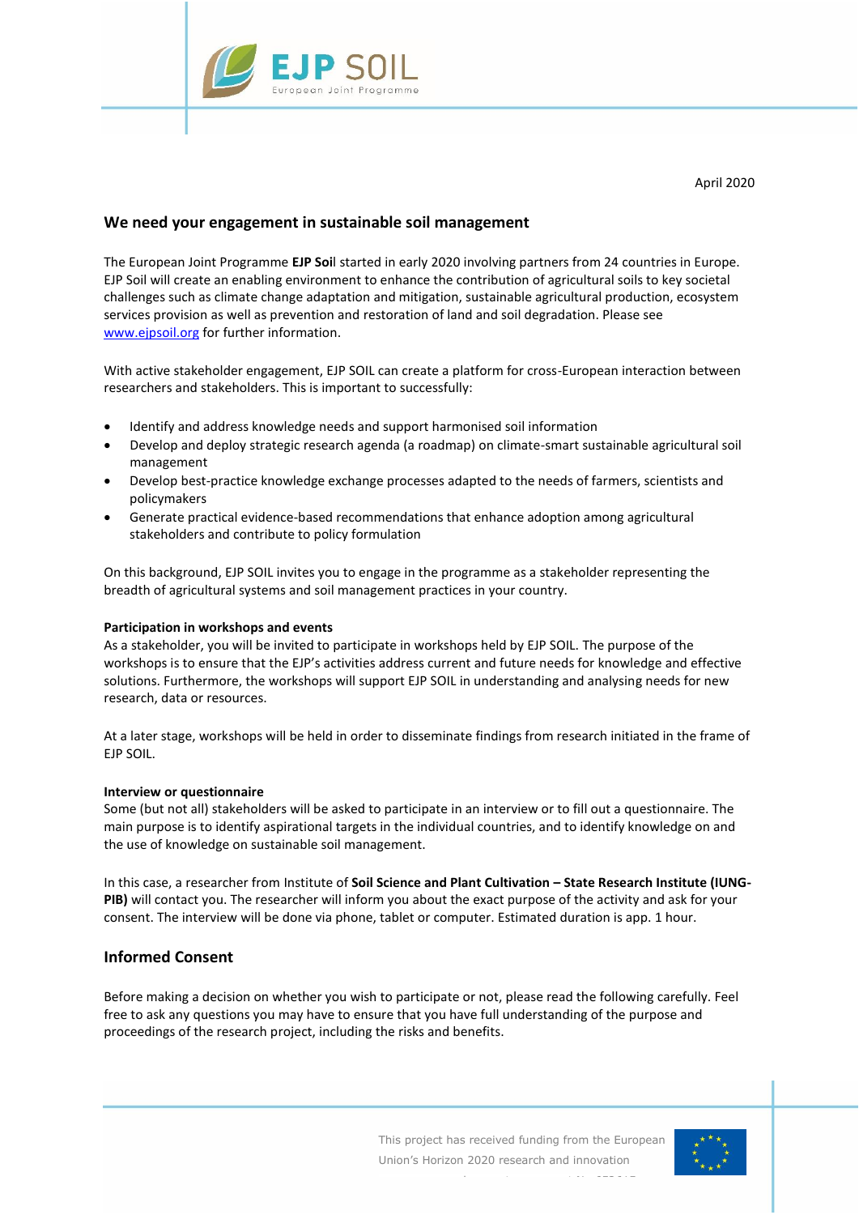April 2020

## We need your engagement in sustainable soil management

The European Joint Programme **EJP Soi**l started in early 2020 involving partners from 24 countries in Europe. EJP Soil will create an enabling environment to enhance the contribution of agricultural soils to key societal challenges such as climate change adaptation and mitigation, sustainable agricultural production, ecosystem services provision as well as prevention and restoration of land and soil degradation. Please see www.ejpsoil.org for further information.

With active stakeholder engagement, EJP SOIL can create a platform for cross-European interaction between researchers and stakeholders. This is important to successfully:

- Identify and address knowledge needs and support harmonised soil information
- Develop and deploy strategic research agenda (a roadmap) on climate-smart sustainable agricultural soil management
- Develop best-practice knowledge exchange processes adapted to the needs of farmers, scientists and policymakers
- Generate practical evidence-based recommendations that enhance adoption among agricultural stakeholders and contribute to policy formulation

On this background, EJP SOIL invites you to engage in the programme as a stakeholder representing the breadth of agricultural systems and soil management practices in your country.

**Participation in workshops and events**
As a stakeholder, you will be invited to participate in workshops held by EJP SOIL. The purpose of the workshops is to ensure that the EJP's activities address current and future needs for knowledge and effective solutions. Furthermore, the workshops will support EJP SOIL in understanding and analysing needs for new research, data or resources.

At a later stage, workshops will be held in order to disseminate findings from research initiated in the frame of EJP SOIL.

**Interview or questionnaire**
Some (but not all) stakeholders will be asked to participate in an interview or to fill out a questionnaire. The main purpose is to identify aspirational targets in the individual countries, and to identify knowledge on and the use of knowledge on sustainable soil management.

In this case, a researcher from Institute of **Soil Science and Plant Cultivation – State Research Institute (IUNG-PIB)** will contact you. The researcher will inform you about the exact purpose of the activity and ask for your consent. The interview will be done via phone, tablet or computer. Estimated duration is app. 1 hour.

## Informed Consent

Before making a decision on whether you wish to participate or not, please read the following carefully. Feel free to ask any questions you may have to ensure that you have full understanding of the purpose and proceedings of the research project, including the risks and benefits.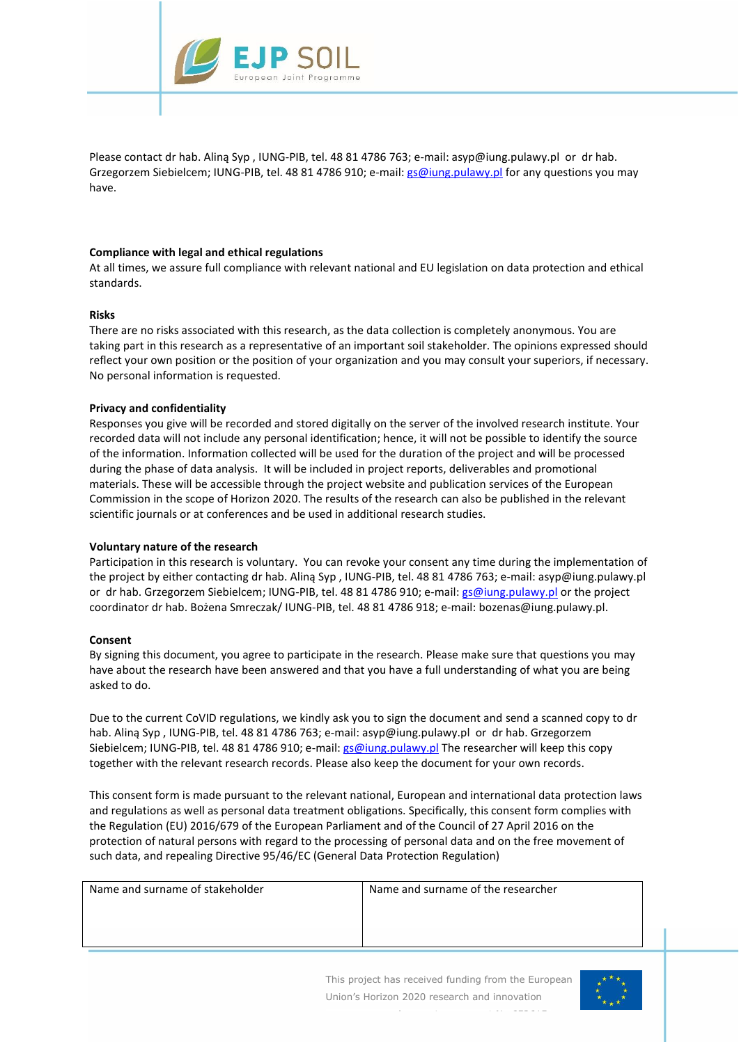Please contact dr hab. Aliną Syp , IUNG-PIB, tel. 48 81 4786 763; e-mail: asyp@iung.pulawy.pl or dr hab. Grzegorzem Siebielcem; IUNG-PIB, tel. 48 81 4786 910; e-mail: gs@iung.pulawy.pl for any questions you may have.

**Compliance with legal and ethical regulations**

At all times, we assure full compliance with relevant national and EU legislation on data protection and ethical standards.

**Risks**

There are no risks associated with this research, as the data collection is completely anonymous. You are taking part in this research as a representative of an important soil stakeholder. The opinions expressed should reflect your own position or the position of your organization and you may consult your superiors, if necessary. No personal information is requested.

**Privacy and confidentiality**

Responses you give will be recorded and stored digitally on the server of the involved research institute. Your recorded data will not include any personal identification; hence, it will not be possible to identify the source of the information. Information collected will be used for the duration of the project and will be processed during the phase of data analysis. It will be included in project reports, deliverables and promotional materials. These will be accessible through the project website and publication services of the European Commission in the scope of Horizon 2020. The results of the research can also be published in the relevant scientific journals or at conferences and be used in additional research studies.

**Voluntary nature of the research**

Participation in this research is voluntary. You can revoke your consent any time during the implementation of the project by either contacting dr hab. Aliną Syp , IUNG-PIB, tel. 48 81 4786 763; e-mail: asyp@iung.pulawy.pl or dr hab. Grzegorzem Siebielcem; IUNG-PIB, tel. 48 81 4786 910; e-mail: gs@iung.pulawy.pl or the project coordinator dr hab. Bożena Smreczak/ IUNG-PIB, tel. 48 81 4786 918; e-mail: bozenas@iung.pulawy.pl.

**Consent**

By signing this document, you agree to participate in the research. Please make sure that questions you may have about the research have been answered and that you have a full understanding of what you are being asked to do.

Due to the current CoVID regulations, we kindly ask you to sign the document and send a scanned copy to dr hab. Aliną Syp , IUNG-PIB, tel. 48 81 4786 763; e-mail: asyp@iung.pulawy.pl or dr hab. Grzegorzem Siebielcem; IUNG-PIB, tel. 48 81 4786 910; e-mail: gs@iung.pulawy.pl The researcher will keep this copy together with the relevant research records. Please also keep the document for your own records.

This consent form is made pursuant to the relevant national, European and international data protection laws and regulations as well as personal data treatment obligations. Specifically, this consent form complies with the Regulation (EU) 2016/679 of the European Parliament and of the Council of 27 April 2016 on the protection of natural persons with regard to the processing of personal data and on the free movement of such data, and repealing Directive 95/46/EC (General Data Protection Regulation)

| Name and surname of stakeholder | Name and surname of the researcher |
| --- | --- |
| | |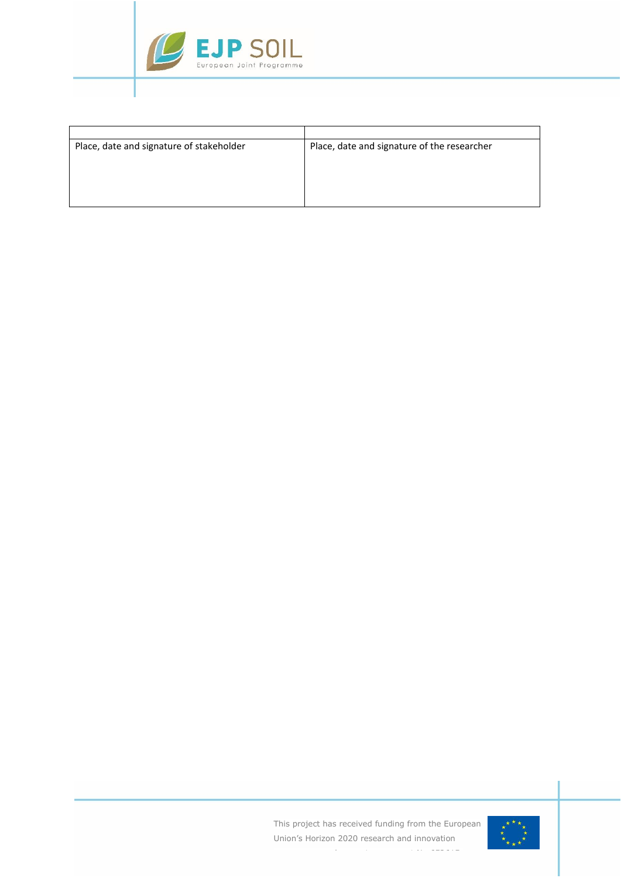| | |
|---|---|
| Place, date and signature of stakeholder | Place, date and signature of the researcher |